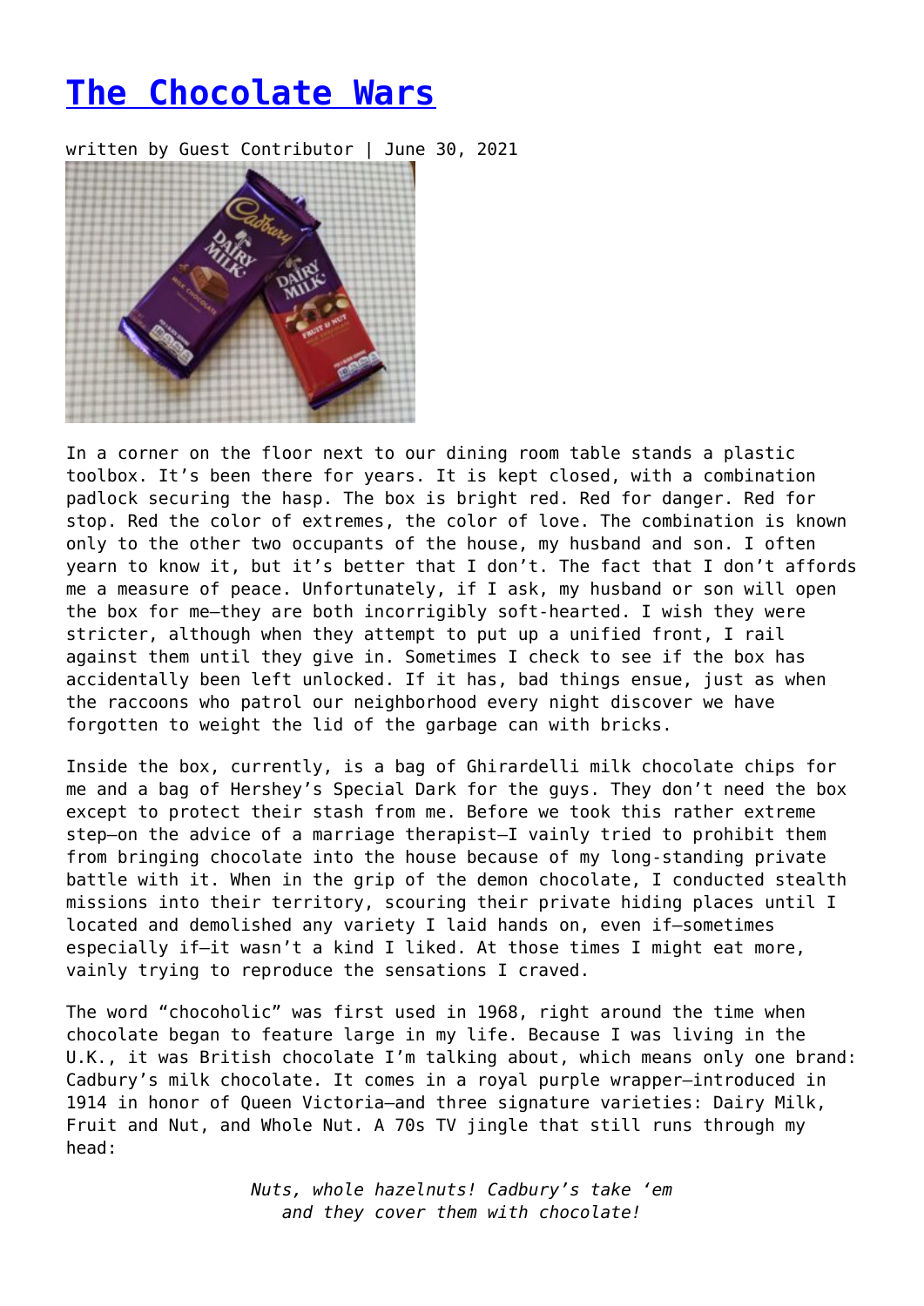# [The Chocolate Wars]

written by Guest Contributor | June 30, 2021

In a corner on the floor next to our dining room table stands a plastic toolbox. It's been there for years. It is kept closed, with a combination padlock securing the hasp. The box is bright red. Red for danger. Red for stop. Red the color of extremes, the color of love. The combination is known only to the other two occupants of the house, my husband and son. I often yearn to know it, but it's better that I don't. The fact that I don't affords me a measure of peace. Unfortunately, if I ask, my husband or son will open the box for me—they are both incorrigibly soft-hearted. I wish they were stricter, although when they attempt to put up a unified front, I rail against them until they give in. Sometimes I check to see if the box has accidentally been left unlocked. If it has, bad things ensue, just as when the raccoons who patrol our neighborhood every night discover we have forgotten to weight the lid of the garbage can with bricks.

Inside the box, currently, is a bag of Ghirardelli milk chocolate chips for me and a bag of Hershey's Special Dark for the guys. They don't need the box except to protect their stash from me. Before we took this rather extreme step—on the advice of a marriage therapist—I vainly tried to prohibit them from bringing chocolate into the house because of my long-standing private battle with it. When in the grip of the demon chocolate, I conducted stealth missions into their territory, scouring their private hiding places until I located and demolished any variety I laid hands on, even if—sometimes especially if—it wasn't a kind I liked. At those times I might eat more, vainly trying to reproduce the sensations I craved.

The word "chocoholic" was first used in 1968, right around the time when chocolate began to feature large in my life. Because I was living in the U.K., it was British chocolate I'm talking about, which means only one brand: Cadbury's milk chocolate. It comes in a royal purple wrapper—introduced in 1914 in honor of Queen Victoria—and three signature varieties: Dairy Milk, Fruit and Nut, and Whole Nut. A 70s TV jingle that still runs through my head:

*Nuts, whole hazelnuts! Cadbury's take 'em*
*and they cover them with chocolate!*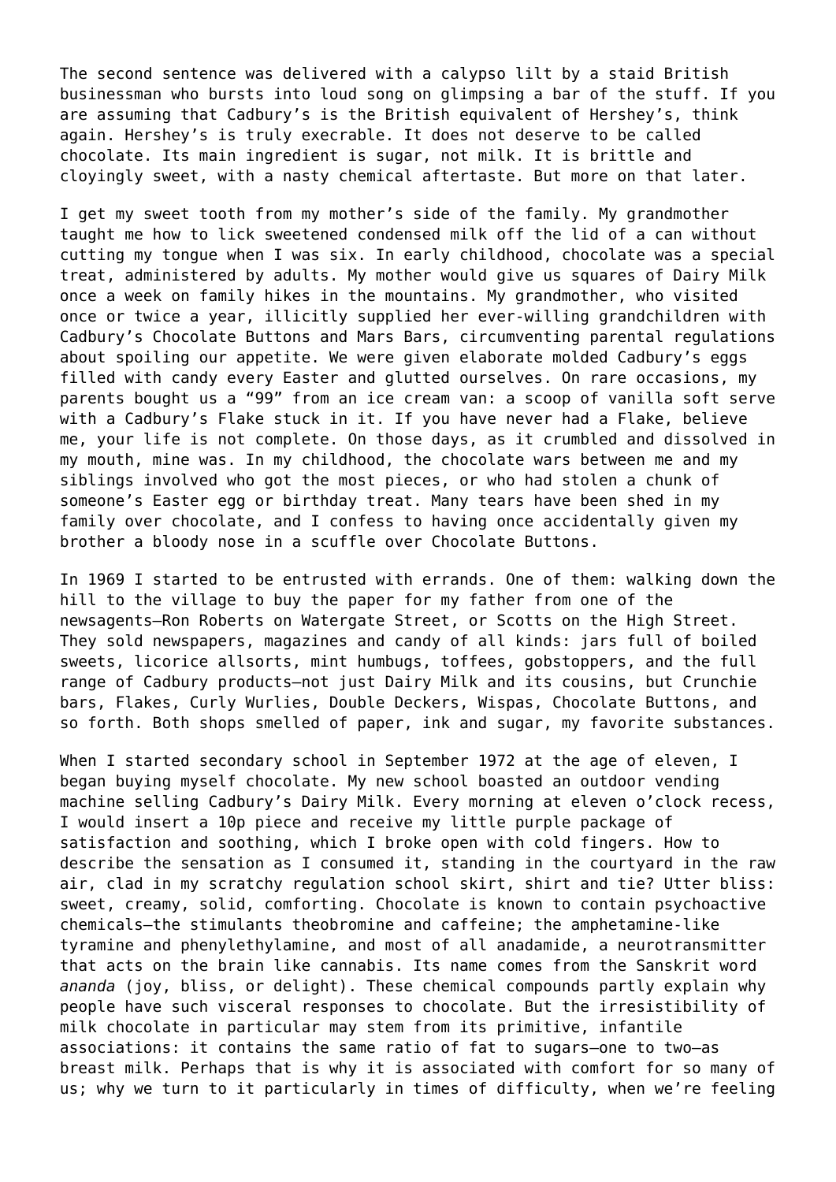The second sentence was delivered with a calypso lilt by a staid British businessman who bursts into loud song on glimpsing a bar of the stuff. If you are assuming that Cadbury's is the British equivalent of Hershey's, think again. Hershey's is truly execrable. It does not deserve to be called chocolate. Its main ingredient is sugar, not milk. It is brittle and cloyingly sweet, with a nasty chemical aftertaste. But more on that later.

I get my sweet tooth from my mother's side of the family. My grandmother taught me how to lick sweetened condensed milk off the lid of a can without cutting my tongue when I was six. In early childhood, chocolate was a special treat, administered by adults. My mother would give us squares of Dairy Milk once a week on family hikes in the mountains. My grandmother, who visited once or twice a year, illicitly supplied her ever-willing grandchildren with Cadbury's Chocolate Buttons and Mars Bars, circumventing parental regulations about spoiling our appetite. We were given elaborate molded Cadbury's eggs filled with candy every Easter and glutted ourselves. On rare occasions, my parents bought us a "99" from an ice cream van: a scoop of vanilla soft serve with a Cadbury's Flake stuck in it. If you have never had a Flake, believe me, your life is not complete. On those days, as it crumbled and dissolved in my mouth, mine was. In my childhood, the chocolate wars between me and my siblings involved who got the most pieces, or who had stolen a chunk of someone's Easter egg or birthday treat. Many tears have been shed in my family over chocolate, and I confess to having once accidentally given my brother a bloody nose in a scuffle over Chocolate Buttons.

In 1969 I started to be entrusted with errands. One of them: walking down the hill to the village to buy the paper for my father from one of the newsagents—Ron Roberts on Watergate Street, or Scotts on the High Street. They sold newspapers, magazines and candy of all kinds: jars full of boiled sweets, licorice allsorts, mint humbugs, toffees, gobstoppers, and the full range of Cadbury products—not just Dairy Milk and its cousins, but Crunchie bars, Flakes, Curly Wurlies, Double Deckers, Wispas, Chocolate Buttons, and so forth. Both shops smelled of paper, ink and sugar, my favorite substances.

When I started secondary school in September 1972 at the age of eleven, I began buying myself chocolate. My new school boasted an outdoor vending machine selling Cadbury's Dairy Milk. Every morning at eleven o'clock recess, I would insert a 10p piece and receive my little purple package of satisfaction and soothing, which I broke open with cold fingers. How to describe the sensation as I consumed it, standing in the courtyard in the raw air, clad in my scratchy regulation school skirt, shirt and tie? Utter bliss: sweet, creamy, solid, comforting. Chocolate is known to contain psychoactive chemicals—the stimulants theobromine and caffeine; the amphetamine-like tyramine and phenylethylamine, and most of all anadamide, a neurotransmitter that acts on the brain like cannabis. Its name comes from the Sanskrit word *ananda* (joy, bliss, or delight). These chemical compounds partly explain why people have such visceral responses to chocolate. But the irresistibility of milk chocolate in particular may stem from its primitive, infantile associations: it contains the same ratio of fat to sugars—one to two—as breast milk. Perhaps that is why it is associated with comfort for so many of us; why we turn to it particularly in times of difficulty, when we're feeling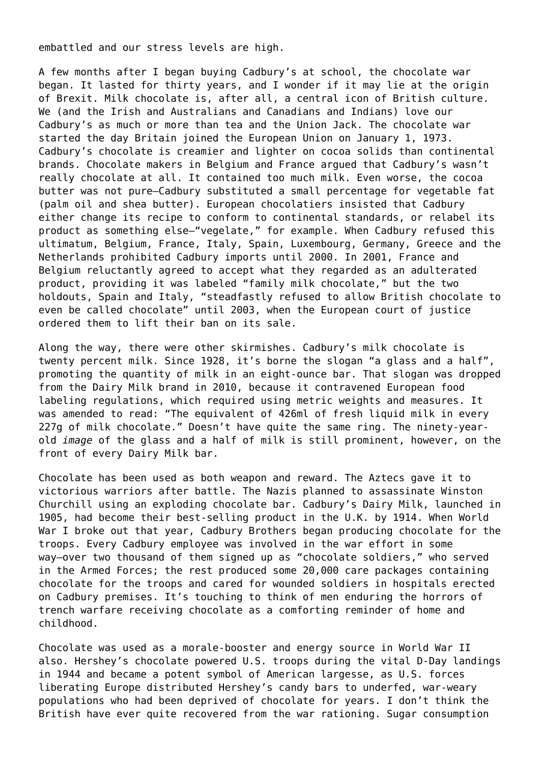embattled and our stress levels are high.

A few months after I began buying Cadbury's at school, the chocolate war began. It lasted for thirty years, and I wonder if it may lie at the origin of Brexit. Milk chocolate is, after all, a central icon of British culture. We (and the Irish and Australians and Canadians and Indians) love our Cadbury's as much or more than tea and the Union Jack. The chocolate war started the day Britain joined the European Union on January 1, 1973. Cadbury's chocolate is creamier and lighter on cocoa solids than continental brands. Chocolate makers in Belgium and France argued that Cadbury's wasn't really chocolate at all. It contained too much milk. Even worse, the cocoa butter was not pure—Cadbury substituted a small percentage for vegetable fat (palm oil and shea butter). European chocolatiers insisted that Cadbury either change its recipe to conform to continental standards, or relabel its product as something else—"vegelate," for example. When Cadbury refused this ultimatum, Belgium, France, Italy, Spain, Luxembourg, Germany, Greece and the Netherlands prohibited Cadbury imports until 2000. In 2001, France and Belgium reluctantly agreed to accept what they regarded as an adulterated product, providing it was labeled "family milk chocolate," but the two holdouts, Spain and Italy, "steadfastly refused to allow British chocolate to even be called chocolate" until 2003, when the European court of justice ordered them to lift their ban on its sale.

Along the way, there were other skirmishes. Cadbury's milk chocolate is twenty percent milk. Since 1928, it's borne the slogan "a glass and a half", promoting the quantity of milk in an eight-ounce bar. That slogan was dropped from the Dairy Milk brand in 2010, because it contravened European food labeling regulations, which required using metric weights and measures. It was amended to read: "The equivalent of 426ml of fresh liquid milk in every 227g of milk chocolate." Doesn't have quite the same ring. The ninety-year-old *image* of the glass and a half of milk is still prominent, however, on the front of every Dairy Milk bar.

Chocolate has been used as both weapon and reward. The Aztecs gave it to victorious warriors after battle. The Nazis planned to assassinate Winston Churchill using an exploding chocolate bar. Cadbury's Dairy Milk, launched in 1905, had become their best-selling product in the U.K. by 1914. When World War I broke out that year, Cadbury Brothers began producing chocolate for the troops. Every Cadbury employee was involved in the war effort in some way—over two thousand of them signed up as "chocolate soldiers," who served in the Armed Forces; the rest produced some 20,000 care packages containing chocolate for the troops and cared for wounded soldiers in hospitals erected on Cadbury premises. It's touching to think of men enduring the horrors of trench warfare receiving chocolate as a comforting reminder of home and childhood.

Chocolate was used as a morale-booster and energy source in World War II also. Hershey's chocolate powered U.S. troops during the vital D-Day landings in 1944 and became a potent symbol of American largesse, as U.S. forces liberating Europe distributed Hershey's candy bars to underfed, war-weary populations who had been deprived of chocolate for years. I don't think the British have ever quite recovered from the war rationing. Sugar consumption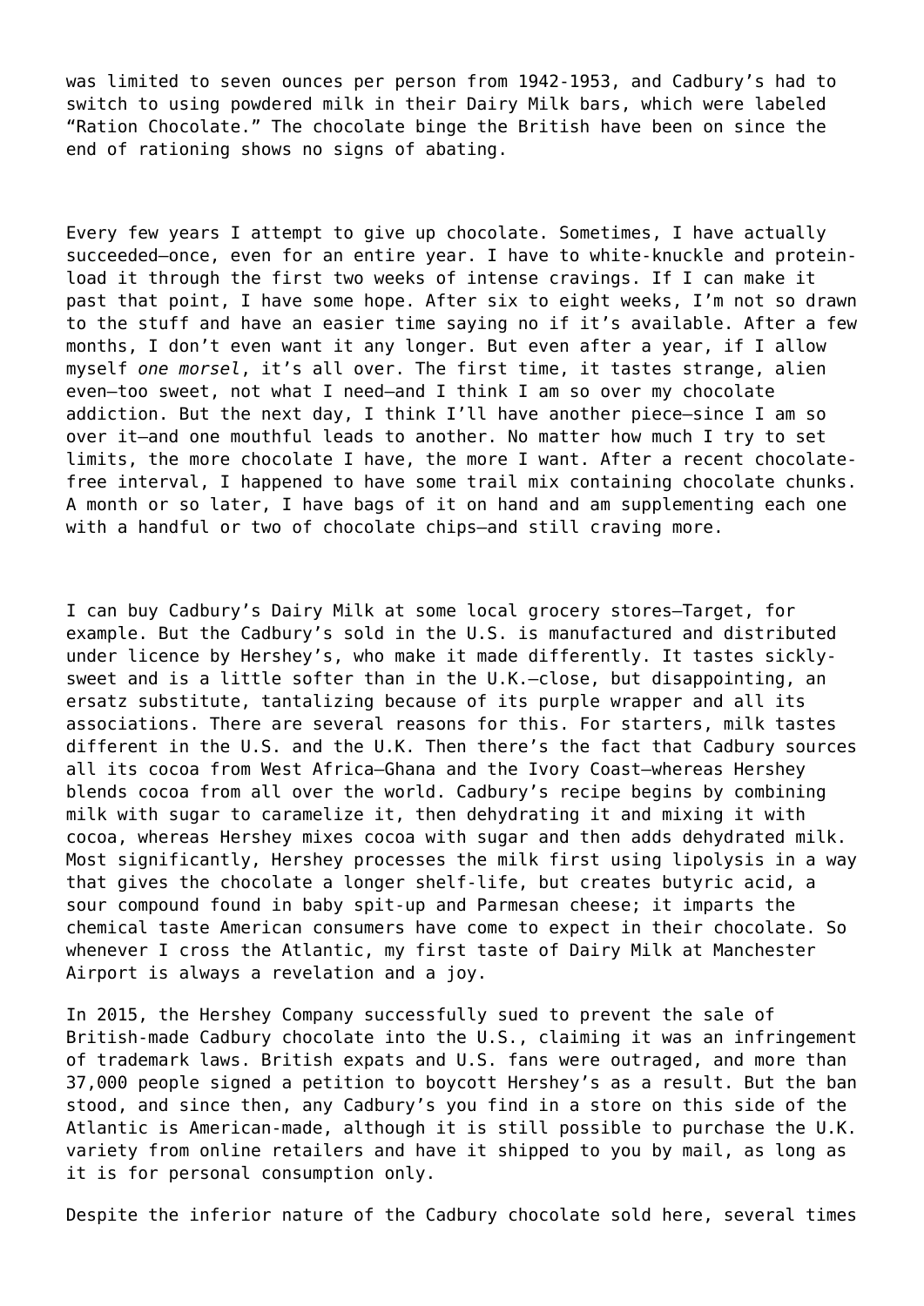was limited to seven ounces per person from 1942-1953, and Cadbury's had to switch to using powdered milk in their Dairy Milk bars, which were labeled "Ration Chocolate." The chocolate binge the British have been on since the end of rationing shows no signs of abating.

Every few years I attempt to give up chocolate. Sometimes, I have actually succeeded—once, even for an entire year. I have to white-knuckle and protein-load it through the first two weeks of intense cravings. If I can make it past that point, I have some hope. After six to eight weeks, I'm not so drawn to the stuff and have an easier time saying no if it's available. After a few months, I don't even want it any longer. But even after a year, if I allow myself *one morsel*, it's all over. The first time, it tastes strange, alien even—too sweet, not what I need—and I think I am so over my chocolate addiction. But the next day, I think I'll have another piece—since I am so over it—and one mouthful leads to another. No matter how much I try to set limits, the more chocolate I have, the more I want. After a recent chocolate-free interval, I happened to have some trail mix containing chocolate chunks. A month or so later, I have bags of it on hand and am supplementing each one with a handful or two of chocolate chips—and still craving more.

I can buy Cadbury's Dairy Milk at some local grocery stores—Target, for example. But the Cadbury's sold in the U.S. is manufactured and distributed under licence by Hershey's, who make it made differently. It tastes sickly-sweet and is a little softer than in the U.K.—close, but disappointing, an ersatz substitute, tantalizing because of its purple wrapper and all its associations. There are several reasons for this. For starters, milk tastes different in the U.S. and the U.K. Then there's the fact that Cadbury sources all its cocoa from West Africa—Ghana and the Ivory Coast—whereas Hershey blends cocoa from all over the world. Cadbury's recipe begins by combining milk with sugar to caramelize it, then dehydrating it and mixing it with cocoa, whereas Hershey mixes cocoa with sugar and then adds dehydrated milk. Most significantly, Hershey processes the milk first using lipolysis in a way that gives the chocolate a longer shelf-life, but creates butyric acid, a sour compound found in baby spit-up and Parmesan cheese; it imparts the chemical taste American consumers have come to expect in their chocolate. So whenever I cross the Atlantic, my first taste of Dairy Milk at Manchester Airport is always a revelation and a joy.

In 2015, the Hershey Company successfully sued to prevent the sale of British-made Cadbury chocolate into the U.S., claiming it was an infringement of trademark laws. British expats and U.S. fans were outraged, and more than 37,000 people signed a petition to boycott Hershey's as a result. But the ban stood, and since then, any Cadbury's you find in a store on this side of the Atlantic is American-made, although it is still possible to purchase the U.K. variety from online retailers and have it shipped to you by mail, as long as it is for personal consumption only.

Despite the inferior nature of the Cadbury chocolate sold here, several times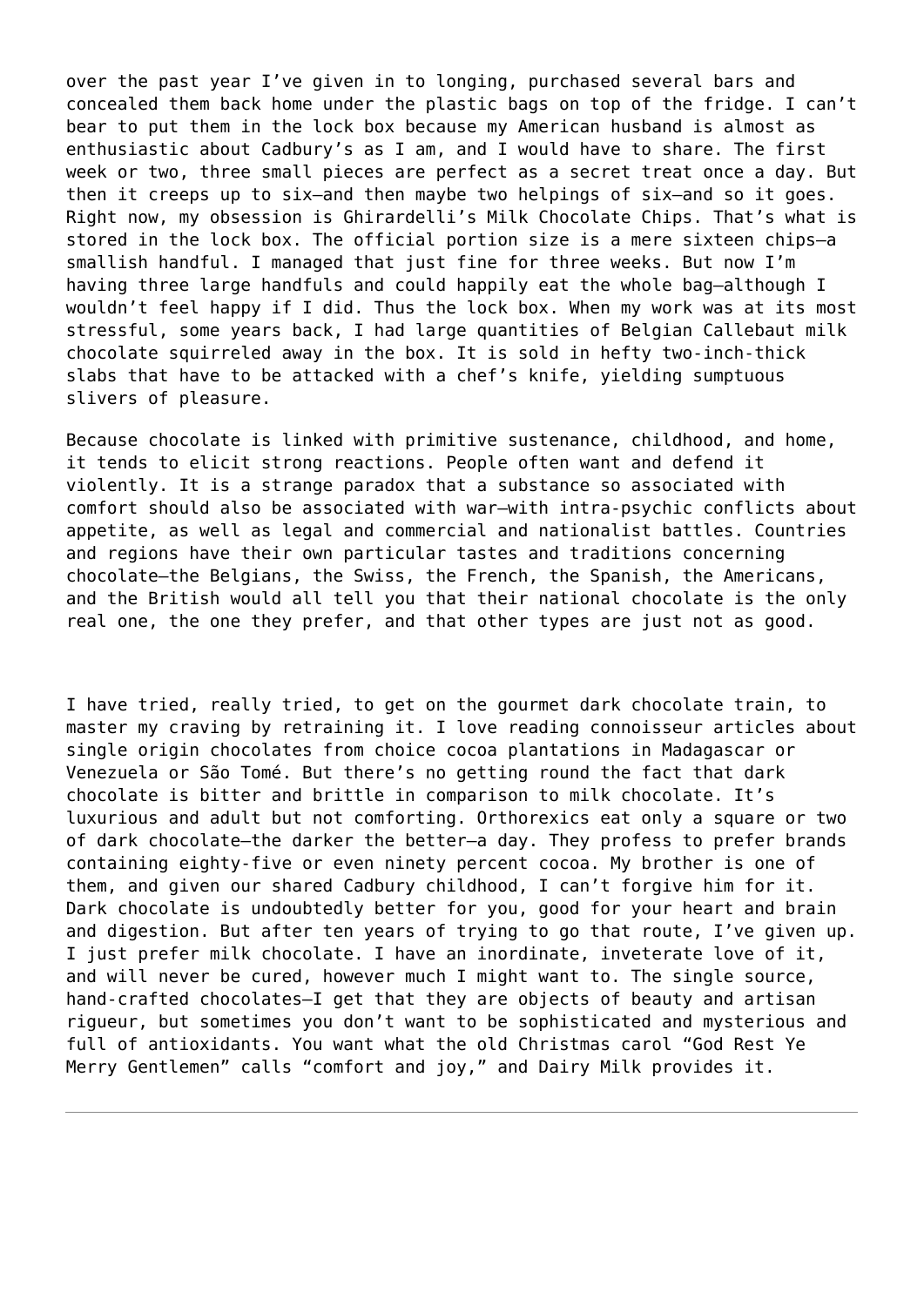over the past year I've given in to longing, purchased several bars and concealed them back home under the plastic bags on top of the fridge. I can't bear to put them in the lock box because my American husband is almost as enthusiastic about Cadbury's as I am, and I would have to share. The first week or two, three small pieces are perfect as a secret treat once a day. But then it creeps up to six—and then maybe two helpings of six—and so it goes. Right now, my obsession is Ghirardelli's Milk Chocolate Chips. That's what is stored in the lock box. The official portion size is a mere sixteen chips—a smallish handful. I managed that just fine for three weeks. But now I'm having three large handfuls and could happily eat the whole bag—although I wouldn't feel happy if I did. Thus the lock box. When my work was at its most stressful, some years back, I had large quantities of Belgian Callebaut milk chocolate squirreled away in the box. It is sold in hefty two-inch-thick slabs that have to be attacked with a chef's knife, yielding sumptuous slivers of pleasure.

Because chocolate is linked with primitive sustenance, childhood, and home, it tends to elicit strong reactions. People often want and defend it violently. It is a strange paradox that a substance so associated with comfort should also be associated with war—with intra-psychic conflicts about appetite, as well as legal and commercial and nationalist battles. Countries and regions have their own particular tastes and traditions concerning chocolate—the Belgians, the Swiss, the French, the Spanish, the Americans, and the British would all tell you that their national chocolate is the only real one, the one they prefer, and that other types are just not as good.

I have tried, really tried, to get on the gourmet dark chocolate train, to master my craving by retraining it. I love reading connoisseur articles about single origin chocolates from choice cocoa plantations in Madagascar or Venezuela or São Tomé. But there's no getting round the fact that dark chocolate is bitter and brittle in comparison to milk chocolate. It's luxurious and adult but not comforting. Orthorexics eat only a square or two of dark chocolate—the darker the better—a day. They profess to prefer brands containing eighty-five or even ninety percent cocoa. My brother is one of them, and given our shared Cadbury childhood, I can't forgive him for it. Dark chocolate is undoubtedly better for you, good for your heart and brain and digestion. But after ten years of trying to go that route, I've given up. I just prefer milk chocolate. I have an inordinate, inveterate love of it, and will never be cured, however much I might want to. The single source, hand-crafted chocolates—I get that they are objects of beauty and artisan rigueur, but sometimes you don't want to be sophisticated and mysterious and full of antioxidants. You want what the old Christmas carol "God Rest Ye Merry Gentlemen" calls "comfort and joy," and Dairy Milk provides it.

---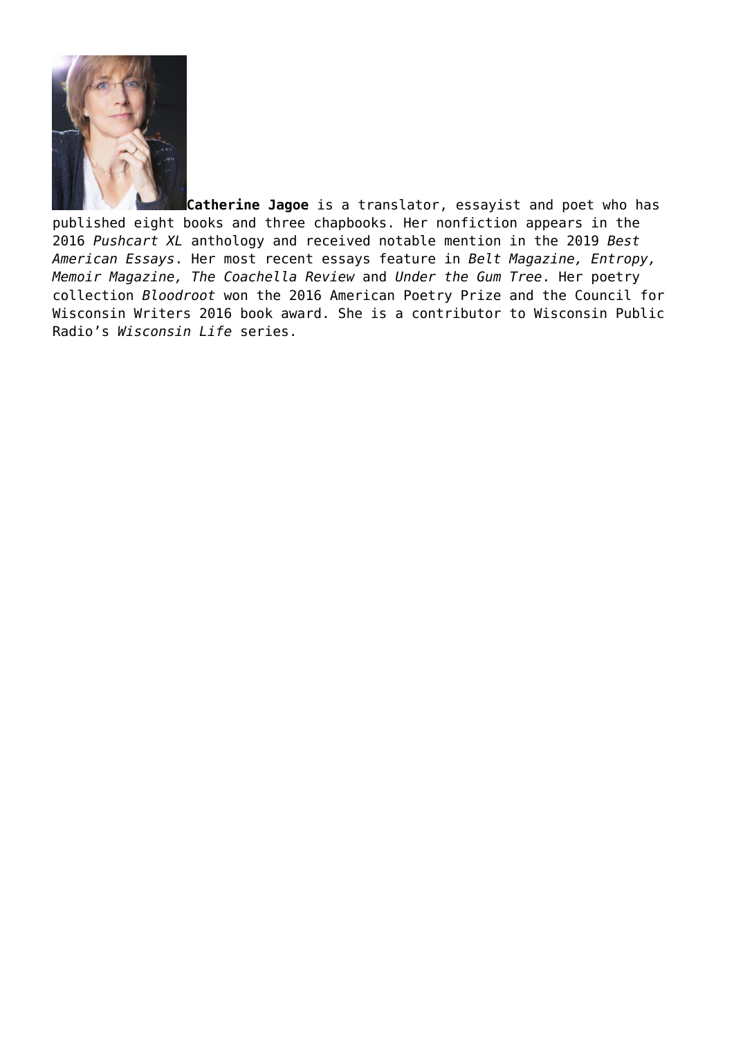**Catherine Jagoe** is a translator, essayist and poet who has published eight books and three chapbooks. Her nonfiction appears in the 2016 *Pushcart XL* anthology and received notable mention in the 2019 *Best American Essays*. Her most recent essays feature in *Belt Magazine, Entropy, Memoir Magazine*, *The Coachella Review* and *Under the Gum Tree*. Her poetry collection *Bloodroot* won the 2016 American Poetry Prize and the Council for Wisconsin Writers 2016 book award. She is a contributor to Wisconsin Public Radio's *Wisconsin Life* series.